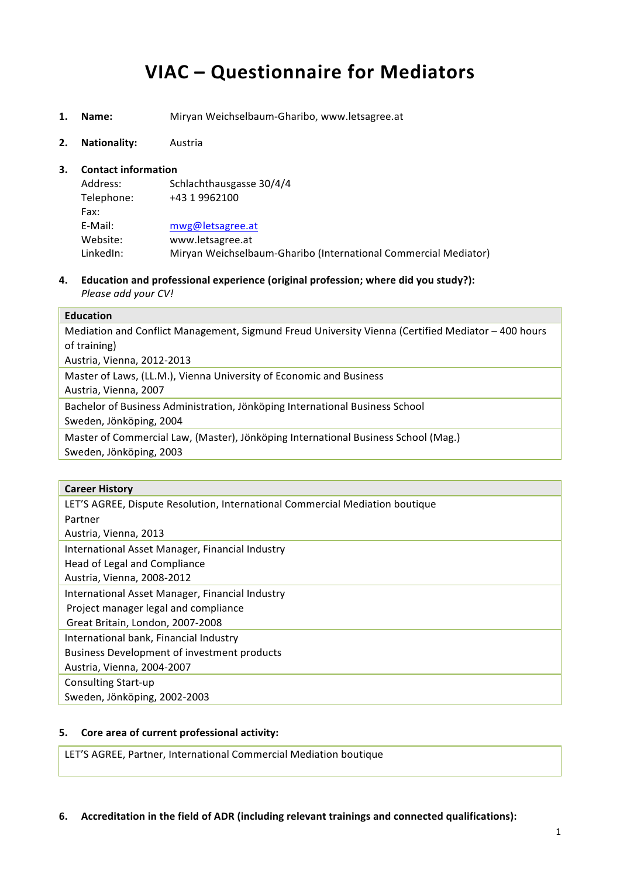# VIAC – Questionnaire for Mediators

1. **Name:** Miryan Weichselbaum-Gharibo, www.letsagree.at

2. **Nationality:** Austria

3. **Contact information**

| | |
|---|---|
| Address: | Schlachthausgasse 30/4/4 |
| Telephone: | +43 1 9962100 |
| Fax: | |
| E-Mail: | mwg@letsagree.at |
| Website: | www.letsagree.at |
| LinkedIn: | Miryan Weichselbaum-Gharibo (International Commercial Mediator) |

4. **Education and professional experience (original profession; where did you study?):**
*Please add your CV!*

| Education |
|---|
| Mediation and Conflict Management, Sigmund Freud University Vienna (Certified Mediator – 400 hours of training)<br>Austria, Vienna, 2012-2013 |
| Master of Laws, (LL.M.), Vienna University of Economic and Business<br>Austria, Vienna, 2007 |
| Bachelor of Business Administration, Jönköping International Business School<br>Sweden, Jönköping, 2004 |
| Master of Commercial Law, (Master), Jönköping International Business School (Mag.)<br>Sweden, Jönköping, 2003 |

| Career History |
|---|
| LET'S AGREE, Dispute Resolution, International Commercial Mediation boutique<br>Partner<br>Austria, Vienna, 2013 |
| International Asset Manager, Financial Industry<br>Head of Legal and Compliance<br>Austria, Vienna, 2008-2012 |
| International Asset Manager, Financial Industry<br>Project manager legal and compliance<br>Great Britain, London, 2007-2008 |
| International bank, Financial Industry<br>Business Development of investment products<br>Austria, Vienna, 2004-2007 |
| Consulting Start-up<br>Sweden, Jönköping, 2002-2003 |

5. **Core area of current professional activity:**

| |
|---|
| LET'S AGREE, Partner, International Commercial Mediation boutique |

6. **Accreditation in the field of ADR (including relevant trainings and connected qualifications):**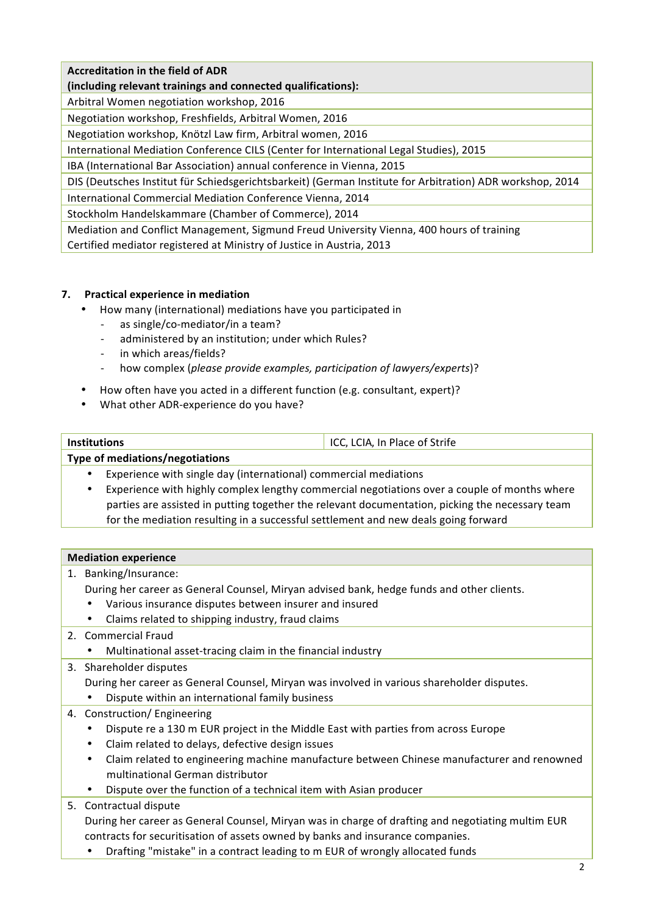| Accreditation in the field of ADR (including relevant trainings and connected qualifications): |
| --- |
| Arbitral Women negotiation workshop, 2016 |
| Negotiation workshop, Freshfields, Arbitral Women, 2016 |
| Negotiation workshop, Knötzl Law firm, Arbitral women, 2016 |
| International Mediation Conference CILS (Center for International Legal Studies), 2015 |
| IBA (International Bar Association) annual conference in Vienna, 2015 |
| DIS (Deutsches Institut für Schiedsgerichtsbarkeit) (German Institute for Arbitration) ADR workshop, 2014 |
| International Commercial Mediation Conference Vienna, 2014 |
| Stockholm Handelskammare (Chamber of Commerce), 2014 |
| Mediation and Conflict Management, Sigmund Freud University Vienna, 400 hours of training<br>Certified mediator registered at Ministry of Justice in Austria, 2013 |

## 7. Practical experience in mediation

- How many (international) mediations have you participated in
  - as single/co-mediator/in a team?
  - administered by an institution; under which Rules?
  - in which areas/fields?
  - how complex (*please provide examples, participation of lawyers/experts*)?
- How often have you acted in a different function (e.g. consultant, expert)?
- What other ADR-experience do you have?

| **Institutions** | ICC, LCIA, In Place of Strife |
| --- | --- |

**Type of mediations/negotiations**

- Experience with single day (international) commercial mediations
- Experience with highly complex lengthy commercial negotiations over a couple of months where parties are assisted in putting together the relevant documentation, picking the necessary team for the mediation resulting in a successful settlement and new deals going forward

**Mediation experience**

1. Banking/Insurance:
   During her career as General Counsel, Miryan advised bank, hedge funds and other clients.
   - Various insurance disputes between insurer and insured
   - Claims related to shipping industry, fraud claims
2. Commercial Fraud
   - Multinational asset-tracing claim in the financial industry
3. Shareholder disputes
   During her career as General Counsel, Miryan was involved in various shareholder disputes.
   - Dispute within an international family business
4. Construction/ Engineering
   - Dispute re a 130 m EUR project in the Middle East with parties from across Europe
   - Claim related to delays, defective design issues
   - Claim related to engineering machine manufacture between Chinese manufacturer and renowned multinational German distributor
   - Dispute over the function of a technical item with Asian producer
5. Contractual dispute
   During her career as General Counsel, Miryan was in charge of drafting and negotiating multim EUR contracts for securitisation of assets owned by banks and insurance companies.
   - Drafting "mistake" in a contract leading to m EUR of wrongly allocated funds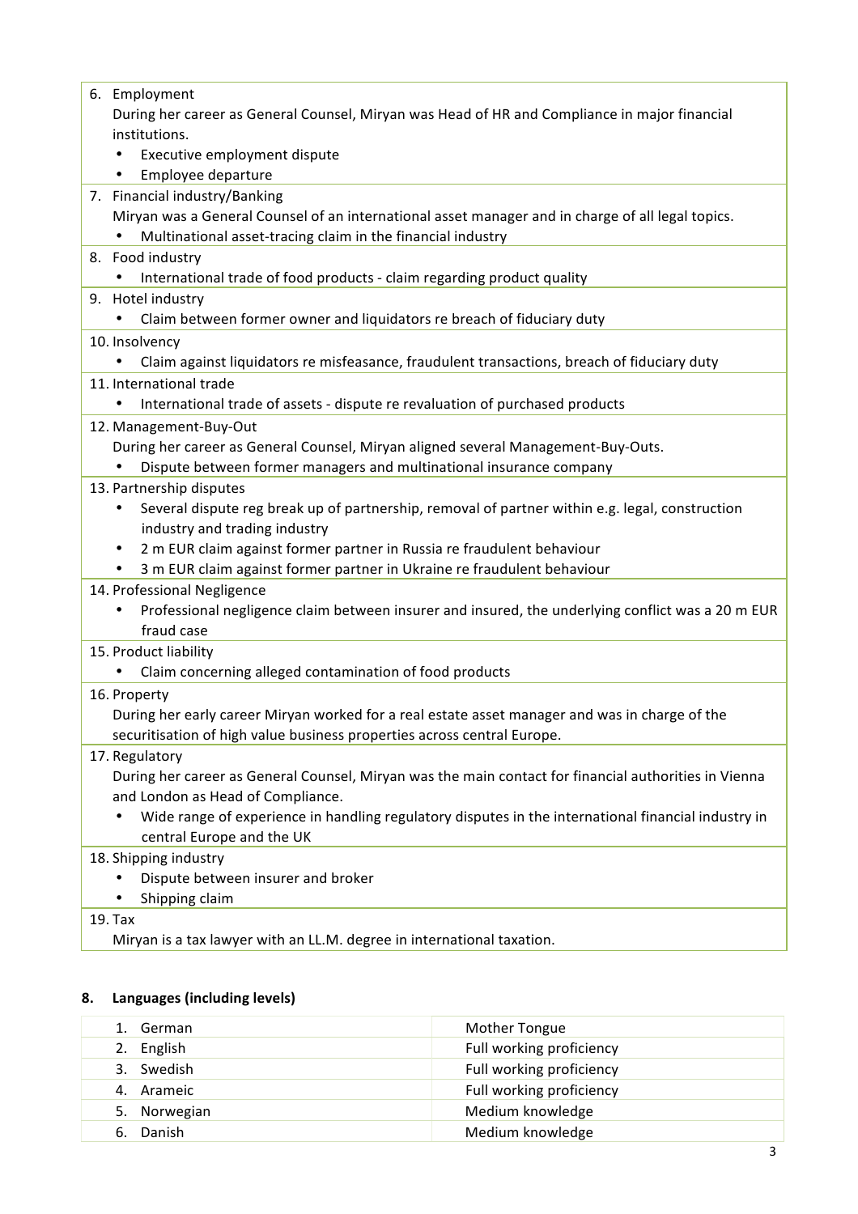6. Employment

   During her career as General Counsel, Miryan was Head of HR and Compliance in major financial institutions.

   - Executive employment dispute
   - Employee departure

7. Financial industry/Banking

   Miryan was a General Counsel of an international asset manager and in charge of all legal topics.

   - Multinational asset-tracing claim in the financial industry

8. Food industry

   - International trade of food products - claim regarding product quality

9. Hotel industry

   - Claim between former owner and liquidators re breach of fiduciary duty

10. Insolvency

    - Claim against liquidators re misfeasance, fraudulent transactions, breach of fiduciary duty

11. International trade

    - International trade of assets - dispute re revaluation of purchased products

12. Management-Buy-Out

    During her career as General Counsel, Miryan aligned several Management-Buy-Outs.

    - Dispute between former managers and multinational insurance company

13. Partnership disputes

    - Several dispute reg break up of partnership, removal of partner within e.g. legal, construction industry and trading industry
    - 2 m EUR claim against former partner in Russia re fraudulent behaviour
    - 3 m EUR claim against former partner in Ukraine re fraudulent behaviour

14. Professional Negligence

    - Professional negligence claim between insurer and insured, the underlying conflict was a 20 m EUR fraud case

15. Product liability

    - Claim concerning alleged contamination of food products

16. Property

    During her early career Miryan worked for a real estate asset manager and was in charge of the securitisation of high value business properties across central Europe.

17. Regulatory

    During her career as General Counsel, Miryan was the main contact for financial authorities in Vienna and London as Head of Compliance.

    - Wide range of experience in handling regulatory disputes in the international financial industry in central Europe and the UK

18. Shipping industry

    - Dispute between insurer and broker
    - Shipping claim

19. Tax

    Miryan is a tax lawyer with an LL.M. degree in international taxation.

## 8. Languages (including levels)

| Language | Level |
|---|---|
| 1. German | Mother Tongue |
| 2. English | Full working proficiency |
| 3. Swedish | Full working proficiency |
| 4. Arameic | Full working proficiency |
| 5. Norwegian | Medium knowledge |
| 6. Danish | Medium knowledge |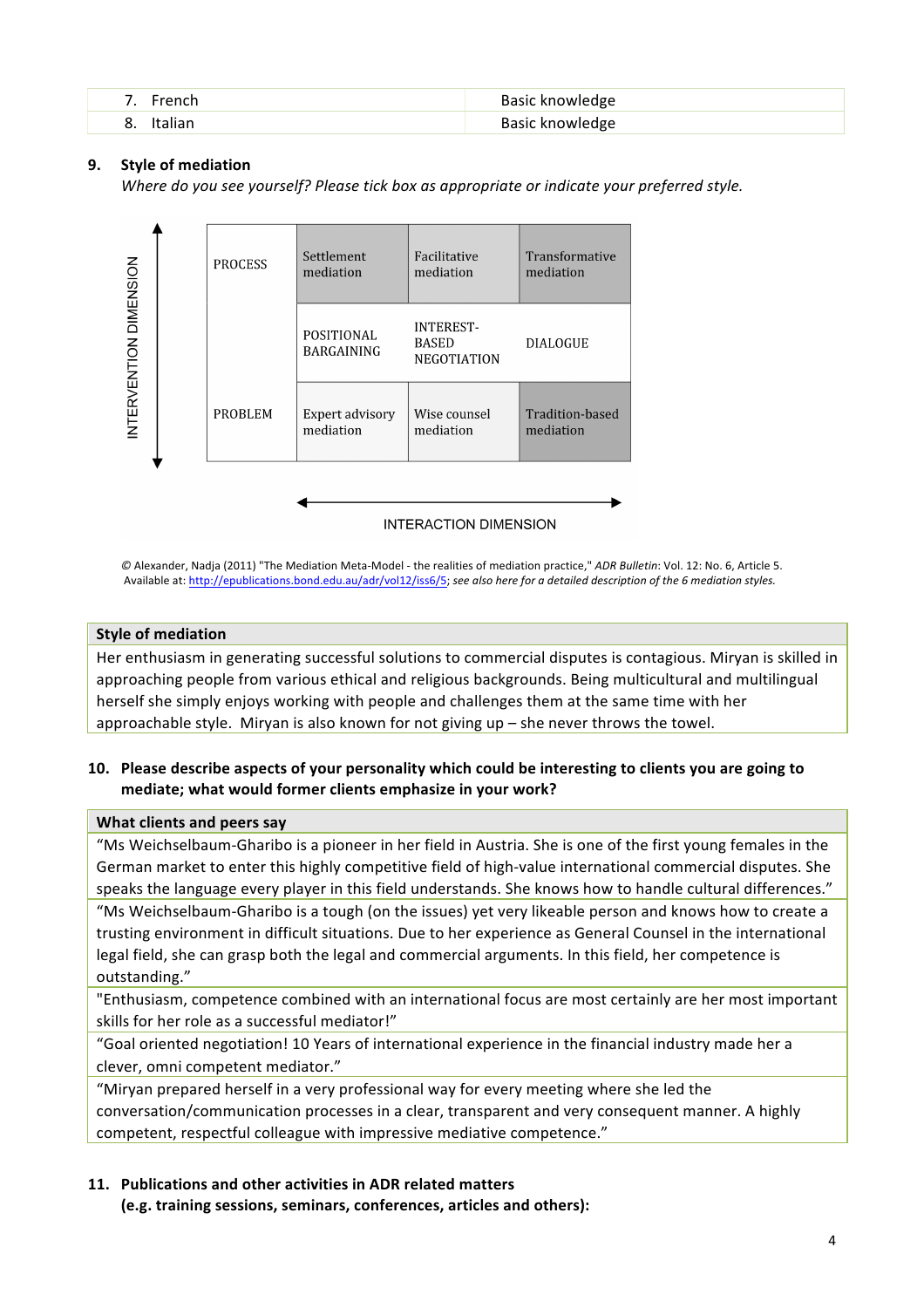| 7. French | Basic knowledge |
|---|---|
| 8. Italian | Basic knowledge |

**9. Style of mediation**

*Where do you see yourself? Please tick box as appropriate or indicate your preferred style.*

| INTERVENTION DIMENSION | | | |
|---|---|---|---|
| PROCESS | Settlement mediation | Facilitative mediation | Transformative mediation |
| | POSITIONAL BARGAINING | INTEREST-BASED NEGOTIATION | DIALOGUE |
| PROBLEM | Expert advisory mediation | Wise counsel mediation | Tradition-based mediation |
| | INTERACTION DIMENSION | | |

© Alexander, Nadja (2011) "The Mediation Meta-Model - the realities of mediation practice," *ADR Bulletin*: Vol. 12: No. 6, Article 5. Available at: http://epublications.bond.edu.au/adr/vol12/iss6/5; *see also here for a detailed description of the 6 mediation styles.*

| Style of mediation |
|---|
| Her enthusiasm in generating successful solutions to commercial disputes is contagious. Miryan is skilled in approaching people from various ethical and religious backgrounds. Being multicultural and multilingual herself she simply enjoys working with people and challenges them at the same time with her approachable style. Miryan is also known for not giving up – she never throws the towel. |

**10. Please describe aspects of your personality which could be interesting to clients you are going to mediate; what would former clients emphasize in your work?**

| What clients and peers say |
|---|
| "Ms Weichselbaum-Gharibo is a pioneer in her field in Austria. She is one of the first young females in the German market to enter this highly competitive field of high-value international commercial disputes. She speaks the language every player in this field understands. She knows how to handle cultural differences." |
| "Ms Weichselbaum-Gharibo is a tough (on the issues) yet very likeable person and knows how to create a trusting environment in difficult situations. Due to her experience as General Counsel in the international legal field, she can grasp both the legal and commercial arguments. In this field, her competence is outstanding." |
| "Enthusiasm, competence combined with an international focus are most certainly are her most important skills for her role as a successful mediator!" |
| "Goal oriented negotiation! 10 Years of international experience in the financial industry made her a clever, omni competent mediator." |
| "Miryan prepared herself in a very professional way for every meeting where she led the conversation/communication processes in a clear, transparent and very consequent manner. A highly competent, respectful colleague with impressive mediative competence." |

**11. Publications and other activities in ADR related matters (e.g. training sessions, seminars, conferences, articles and others):**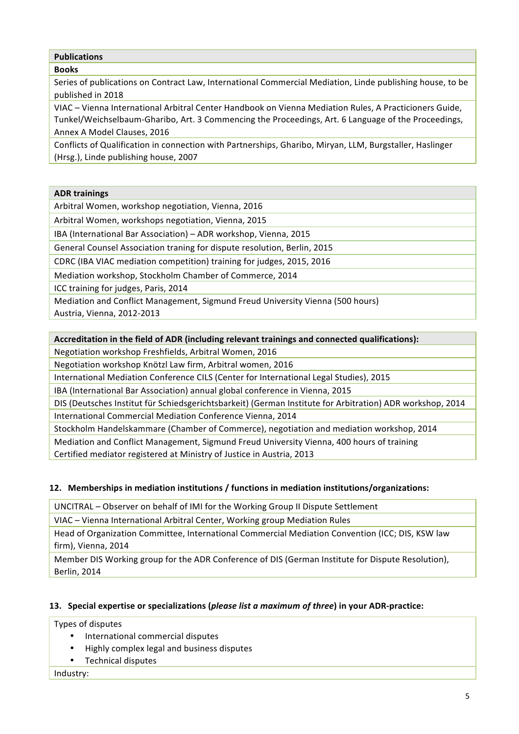| **Publications** |
|---|
| **Books** |
| Series of publications on Contract Law, International Commercial Mediation, Linde publishing house, to be published in 2018 |
| VIAC – Vienna International Arbitral Center Handbook on Vienna Mediation Rules, A Practicioners Guide, Tunkel/Weichselbaum-Gharibo, Art. 3 Commencing the Proceedings, Art. 6 Language of the Proceedings, Annex A Model Clauses, 2016 |
| Conflicts of Qualification in connection with Partnerships, Gharibo, Miryan, LLM, Burgstaller, Haslinger (Hrsg.), Linde publishing house, 2007 |

| **ADR trainings** |
|---|
| Arbitral Women, workshop negotiation, Vienna, 2016 |
| Arbitral Women, workshops negotiation, Vienna, 2015 |
| IBA (International Bar Association) – ADR workshop, Vienna, 2015 |
| General Counsel Association traning for dispute resolution, Berlin, 2015 |
| CDRC (IBA VIAC mediation competition) training for judges, 2015, 2016 |
| Mediation workshop, Stockholm Chamber of Commerce, 2014 |
| ICC training for judges, Paris, 2014 |
| Mediation and Conflict Management, Sigmund Freud University Vienna (500 hours) Austria, Vienna, 2012-2013 |

| **Accreditation in the field of ADR (including relevant trainings and connected qualifications):** |
|---|
| Negotiation workshop Freshfields, Arbitral Women, 2016 |
| Negotiation workshop Knötzl Law firm, Arbitral women, 2016 |
| International Mediation Conference CILS (Center for International Legal Studies), 2015 |
| IBA (International Bar Association) annual global conference in Vienna, 2015 |
| DIS (Deutsches Institut für Schiedsgerichtsbarkeit) (German Institute for Arbitration) ADR workshop, 2014 |
| International Commercial Mediation Conference Vienna, 2014 |
| Stockholm Handelskammare (Chamber of Commerce), negotiation and mediation workshop, 2014 |
| Mediation and Conflict Management, Sigmund Freud University Vienna, 400 hours of training Certified mediator registered at Ministry of Justice in Austria, 2013 |

**12. Memberships in mediation institutions / functions in mediation institutions/organizations:**

| |
|---|
| UNCITRAL – Observer on behalf of IMI for the Working Group II Dispute Settlement |
| VIAC – Vienna International Arbitral Center, Working group Mediation Rules |
| Head of Organization Committee, International Commercial Mediation Convention (ICC; DIS, KSW law firm), Vienna, 2014 |
| Member DIS Working group for the ADR Conference of DIS (German Institute for Dispute Resolution), Berlin, 2014 |

**13. Special expertise or specializations (*please list a maximum of three*) in your ADR-practice:**

Types of disputes

- International commercial disputes
- Highly complex legal and business disputes
- Technical disputes

Industry: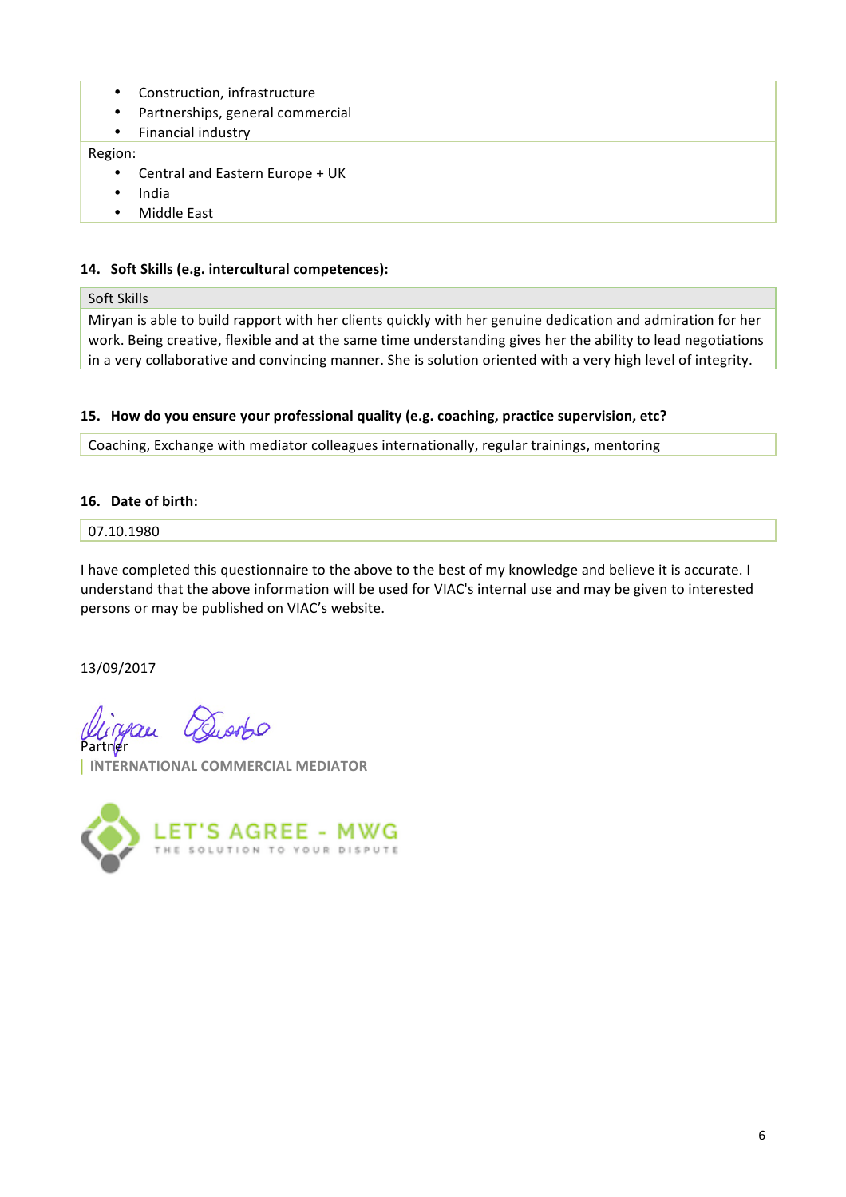- Construction, infrastructure
- Partnerships, general commercial
- Financial industry

Region:

- Central and Eastern Europe + UK
- India
- Middle East

**14. Soft Skills (e.g. intercultural competences):**

| Soft Skills |
|---|
| Miryan is able to build rapport with her clients quickly with her genuine dedication and admiration for her work. Being creative, flexible and at the same time understanding gives her the ability to lead negotiations in a very collaborative and convincing manner. She is solution oriented with a very high level of integrity. |

**15. How do you ensure your professional quality (e.g. coaching, practice supervision, etc?**

Coaching, Exchange with mediator colleagues internationally, regular trainings, mentoring

**16. Date of birth:**

07.10.1980

I have completed this questionnaire to the above to the best of my knowledge and believe it is accurate. I understand that the above information will be used for VIAC's internal use and may be given to interested persons or may be published on VIAC's website.

13/09/2017

Miryan Quarto

Partner

| INTERNATIONAL COMMERCIAL MEDIATOR

LET'S AGREE - MWG

THE SOLUTION TO YOUR DISPUTE